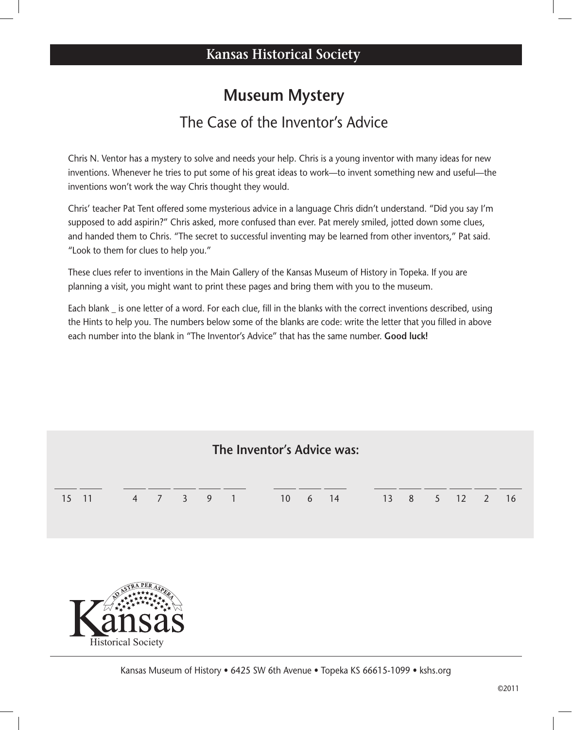## Kansas Historical Society

# Museum Mystery

## The Case of the Inventor's Advice

Chris N. Ventor has a mystery to solve and needs your help. Chris is a young inventor with many ideas for new inventions. Whenever he tries to put some of his great ideas to work—to invent something new and useful—the inventions won't work the way Chris thought they would.

Chris' teacher Pat Tent offered some mysterious advice in a language Chris didn't understand. "Did you say I'm supposed to add aspirin?" Chris asked, more confused than ever. Pat merely smiled, jotted down some clues, and handed them to Chris. "The secret to successful inventing may be learned from other inventors," Pat said. "Look to them for clues to help you."

These clues refer to inventions in the Main Gallery of the Kansas Museum of History in Topeka. If you are planning a visit, you might want to print these pages and bring them with you to the museum.

Each blank _ is one letter of a word. For each clue, fill in the blanks with the correct inventions described, using the Hints to help you. The numbers below some of the blanks are code: write the letter that you filled in above each number into the blank in "The Inventor's Advice" that has the same number. **Good luck!**

### The Inventor's Advice was:

\_\_ \_\_ &nbsp;&nbsp; \_\_ \_\_ \_\_ \_\_ \_\_ &nbsp;&nbsp; \_\_ \_\_ \_\_ &nbsp;&nbsp; \_\_ \_\_ \_\_ \_\_ \_\_ \_\_

15 11 &nbsp;&nbsp; 4 7 3 9 1 &nbsp;&nbsp; 10 6 14 &nbsp;&nbsp; 13 8 5 12 2 16

Kansas Historical Society

Kansas Museum of History • 6425 SW 6th Avenue • Topeka KS 66615-1099 • kshs.org

©2011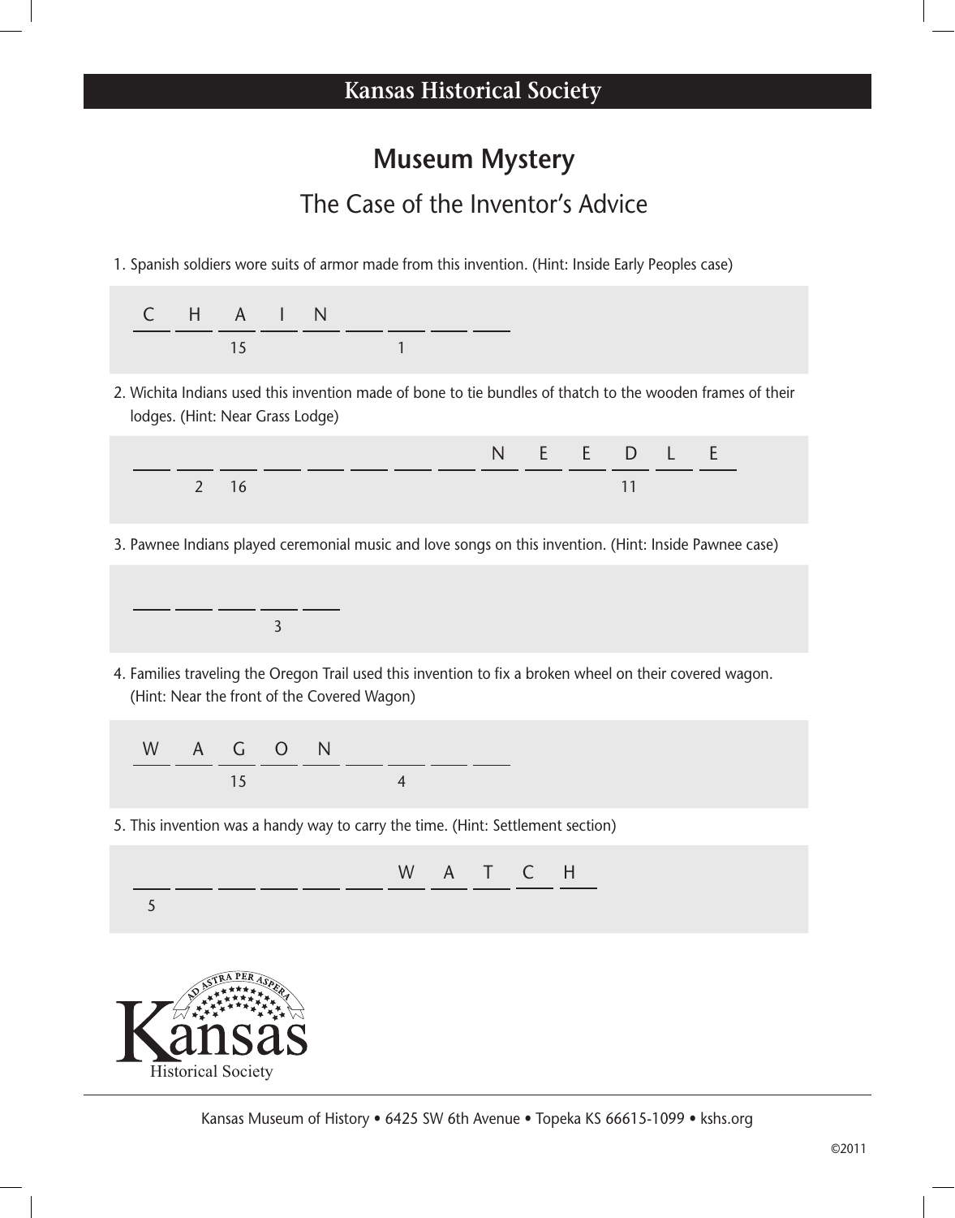## Kansas Historical Society

# Museum Mystery

## The Case of the Inventor's Advice

1. Spanish soldiers wore suits of armor made from this invention. (Hint: Inside Early Peoples case)

C H A I N \_\_\_ \_\_\_ \_\_\_ \_\_\_

(Numbered blanks: position 3 (A) = 15; position 7 = 1)

2. Wichita Indians used this invention made of bone to tie bundles of thatch to the wooden frames of their lodges. (Hint: Near Grass Lodge)

\_\_\_ \_\_\_ \_\_\_ \_\_\_ \_\_\_ \_\_\_ \_\_\_ \_\_\_ N E E D L E

(Numbered blanks: position 2 = 2; position 3 = 16; position 12 (D) = 11)

3. Pawnee Indians played ceremonial music and love songs on this invention. (Hint: Inside Pawnee case)

\_\_\_ \_\_\_ \_\_\_ \_\_\_ \_\_\_

(Numbered blanks: position 4 = 3)

4. Families traveling the Oregon Trail used this invention to fix a broken wheel on their covered wagon. (Hint: Near the front of the Covered Wagon)

W A G O N \_\_\_ \_\_\_ \_\_\_ \_\_\_

(Numbered blanks: position 3 (G) = 15; position 7 = 4)

5. This invention was a handy way to carry the time. (Hint: Settlement section)

\_\_\_ \_\_\_ \_\_\_ \_\_\_ \_\_\_ \_\_\_ W A T C H

(Numbered blanks: position 1 = 5)

Kansas Historical Society

Kansas Museum of History • 6425 SW 6th Avenue • Topeka KS 66615-1099 • kshs.org

©2011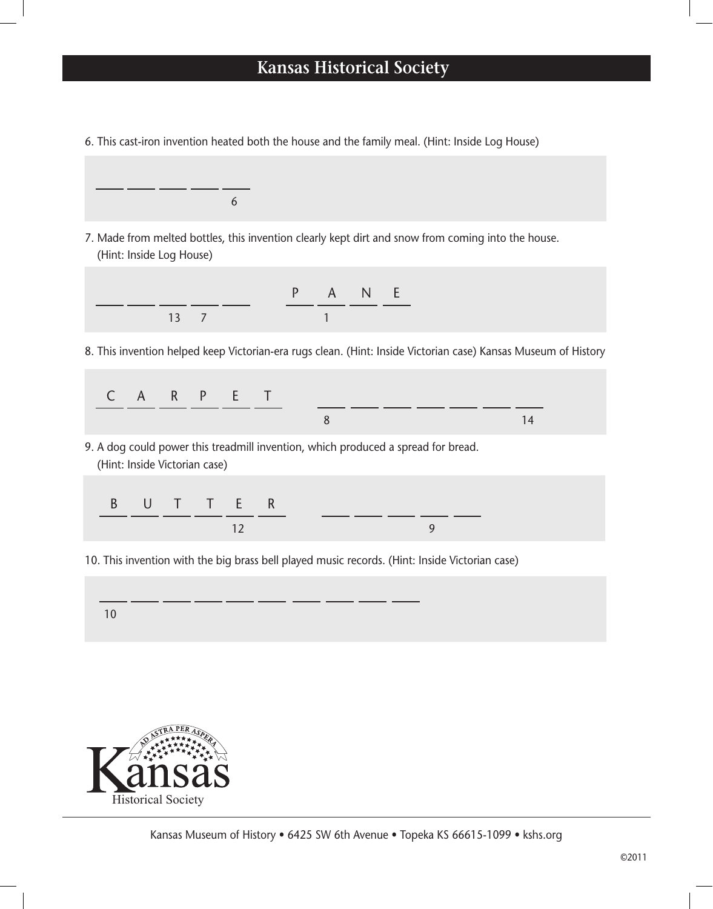6. This cast-iron invention heated both the house and the family meal. (Hint: Inside Log House)

\_\_\_\_ \_\_\_\_ \_\_\_\_ \_\_\_\_ \_\_\_\_
                6

7. Made from melted bottles, this invention clearly kept dirt and snow from coming into the house. (Hint: Inside Log House)

\_\_\_\_ \_\_\_\_ \_\_\_\_ \_\_\_\_ \_\_\_\_    P A N E
          13   7                  1

8. This invention helped keep Victorian-era rugs clean. (Hint: Inside Victorian case) Kansas Museum of History

C A R P E T    \_\_\_\_ \_\_\_\_ \_\_\_\_ \_\_\_\_ \_\_\_\_ \_\_\_\_ \_\_\_\_
               8                          14

9. A dog could power this treadmill invention, which produced a spread for bread. (Hint: Inside Victorian case)

B U T T E R    \_\_\_\_ \_\_\_\_ \_\_\_\_ \_\_\_\_ \_\_\_\_
        12                   9

10. This invention with the big brass bell played music records. (Hint: Inside Victorian case)

\_\_\_\_ \_\_\_\_ \_\_\_\_ \_\_\_\_ \_\_\_\_ \_\_\_\_ \_\_\_\_ \_\_\_\_ \_\_\_\_ \_\_\_\_
10

Kansas Historical Society

Kansas Museum of History • 6425 SW 6th Avenue • Topeka KS 66615-1099 • kshs.org

©2011